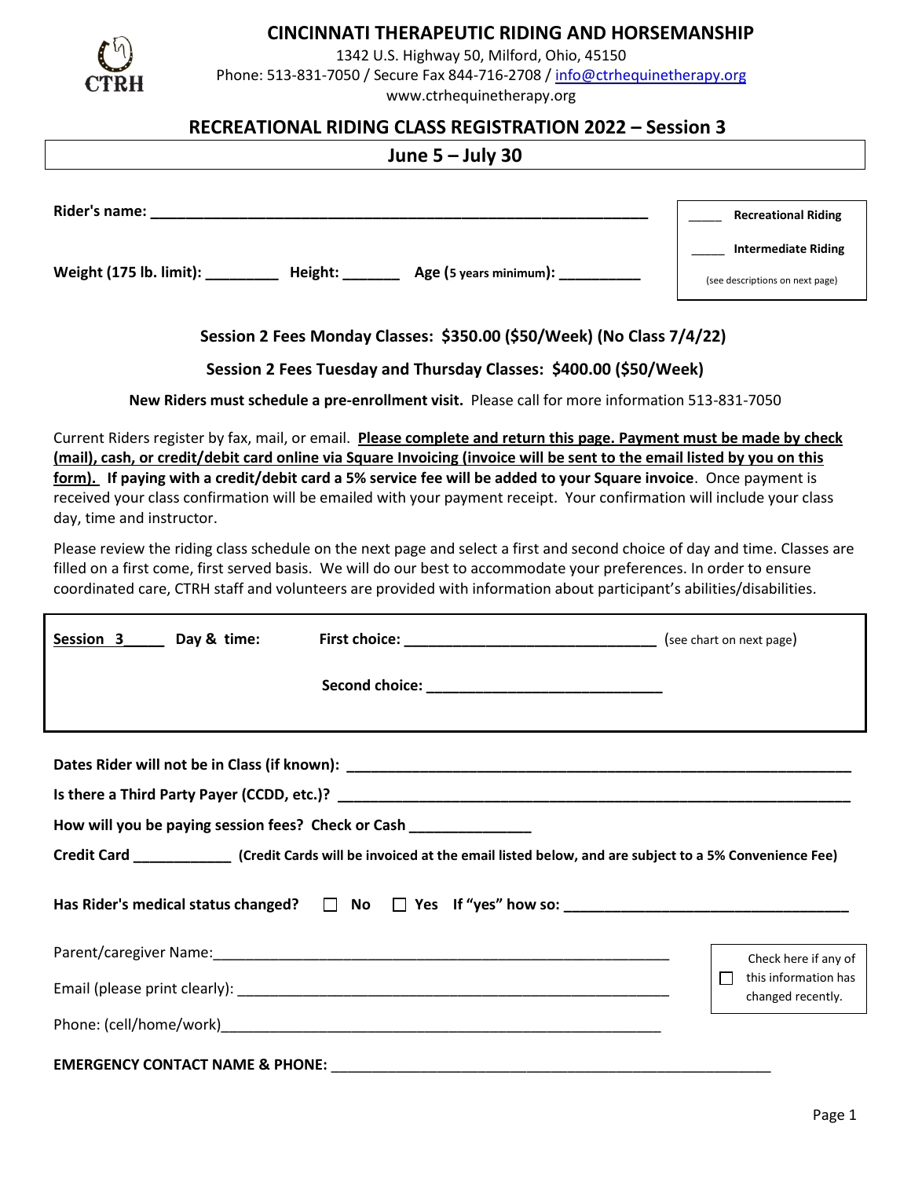CTRH

# CINCINNATI THERAPEUTIC RIDING AND HORSEMANSHIP

1342 U.S. Highway 50, Milford, Ohio, 45150
Phone: 513-831-7050 / Secure Fax 844-716-2708 / info@ctrhequinetherapy.org
www.ctrhequinetherapy.org

## RECREATIONAL RIDING CLASS REGISTRATION 2022 – Session 3

**June 5 – July 30**

**Rider's name:** ______________________________________________________________

**Weight (175 lb. limit):** _________ **Height:** _______ **Age (**5 years minimum**):** __________

_____ **Recreational Riding**

_____ **Intermediate Riding**

(see descriptions on next page)

**Session 2 Fees Monday Classes: $350.00 ($50/Week) (No Class 7/4/22)**

**Session 2 Fees Tuesday and Thursday Classes: $400.00 ($50/Week)**

**New Riders must schedule a pre-enrollment visit.** Please call for more information 513-831-7050

Current Riders register by fax, mail, or email. **Please complete and return this page. Payment must be made by check (mail), cash, or credit/debit card online via Square Invoicing (invoice will be sent to the email listed by you on this form). If paying with a credit/debit card a 5% service fee will be added to your Square invoice**. Once payment is received your class confirmation will be emailed with your payment receipt. Your confirmation will include your class day, time and instructor.

Please review the riding class schedule on the next page and select a first and second choice of day and time. Classes are filled on a first come, first served basis. We will do our best to accommodate your preferences. In order to ensure coordinated care, CTRH staff and volunteers are provided with information about participant's abilities/disabilities.

**Session 3_____** **Day & time:** **First choice:** ______________________________ (see chart on next page)

**Second choice:** ____________________________

**Dates Rider will not be in Class (if known):** _____________________________________________________________

**Is there a Third Party Payer (CCDD, etc.)?** ______________________________________________________________

**How will you be paying session fees? Check or Cash** ______________

**Credit Card** ____________ **(Credit Cards will be invoiced at the email listed below, and are subject to a 5% Convenience Fee)**

**Has Rider's medical status changed?** ☐ **No** ☐ **Yes** **If "yes" how so:** __________________________________

Parent/caregiver Name:__________________________________________________________

Email (please print clearly): ______________________________________________________

Phone: (cell/home/work)_________________________________________________________

☐ Check here if any of this information has changed recently.

**EMERGENCY CONTACT NAME & PHONE:** ______________________________________________________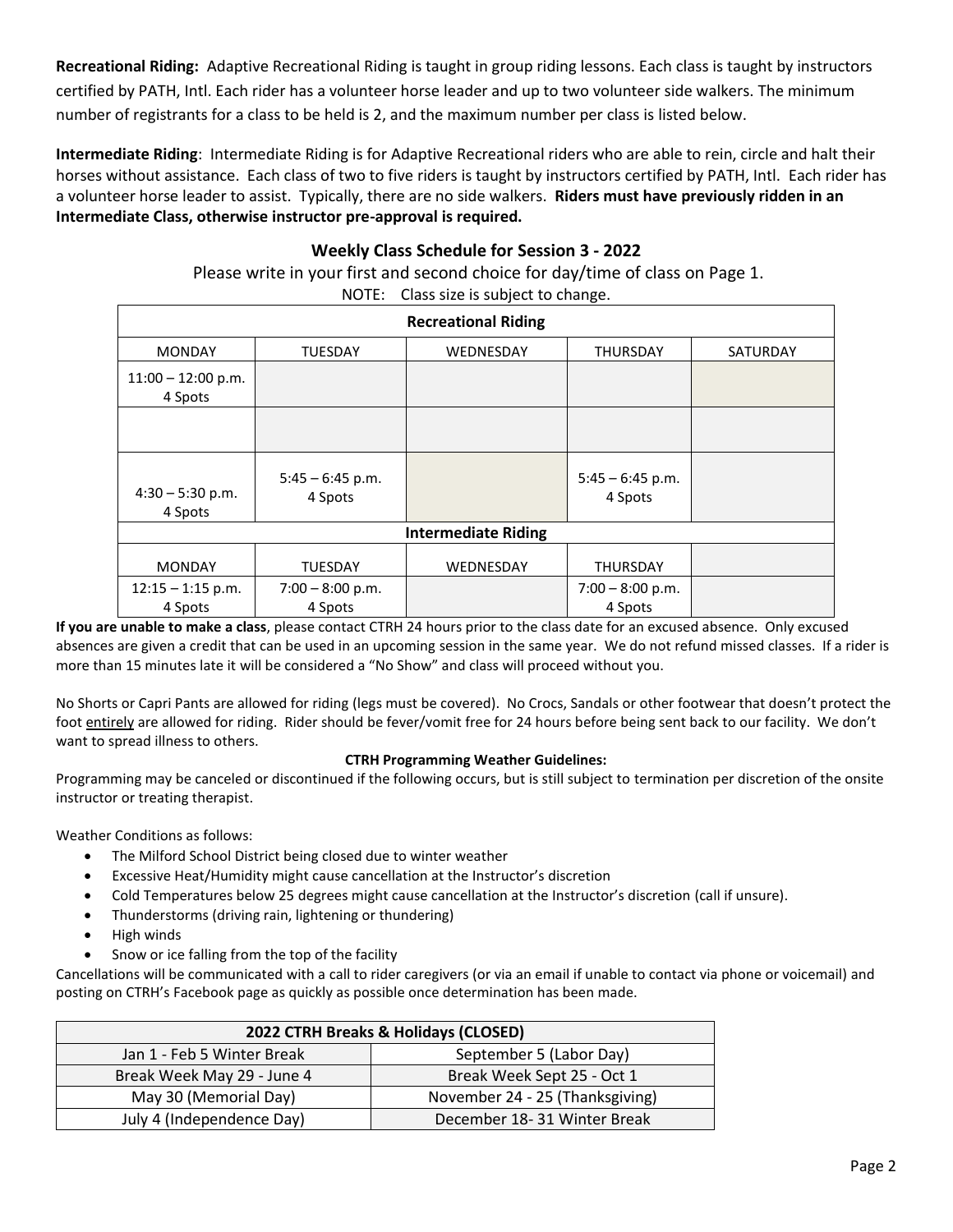**Recreational Riding:** Adaptive Recreational Riding is taught in group riding lessons. Each class is taught by instructors certified by PATH, Intl. Each rider has a volunteer horse leader and up to two volunteer side walkers. The minimum number of registrants for a class to be held is 2, and the maximum number per class is listed below.

**Intermediate Riding**: Intermediate Riding is for Adaptive Recreational riders who are able to rein, circle and halt their horses without assistance. Each class of two to five riders is taught by instructors certified by PATH, Intl. Each rider has a volunteer horse leader to assist. Typically, there are no side walkers. **Riders must have previously ridden in an Intermediate Class, otherwise instructor pre-approval is required.**

## Weekly Class Schedule for Session 3 - 2022

Please write in your first and second choice for day/time of class on Page 1.

NOTE: Class size is subject to change.

| Recreational Riding | | | | |
|---|---|---|---|---|
| MONDAY | TUESDAY | WEDNESDAY | THURSDAY | SATURDAY |
| 11:00 – 12:00 p.m.<br>4 Spots | | | | |
| | | | | |
| 4:30 – 5:30 p.m.<br>4 Spots | 5:45 – 6:45 p.m.<br>4 Spots | | 5:45 – 6:45 p.m.<br>4 Spots | |
| **Intermediate Riding** | | | | |
| MONDAY | TUESDAY | WEDNESDAY | THURSDAY | |
| 12:15 – 1:15 p.m.<br>4 Spots | 7:00 – 8:00 p.m.<br>4 Spots | | 7:00 – 8:00 p.m.<br>4 Spots | |

**If you are unable to make a class**, please contact CTRH 24 hours prior to the class date for an excused absence. Only excused absences are given a credit that can be used in an upcoming session in the same year. We do not refund missed classes. If a rider is more than 15 minutes late it will be considered a "No Show" and class will proceed without you.

No Shorts or Capri Pants are allowed for riding (legs must be covered). No Crocs, Sandals or other footwear that doesn't protect the foot entirely are allowed for riding. Rider should be fever/vomit free for 24 hours before being sent back to our facility. We don't want to spread illness to others.

**CTRH Programming Weather Guidelines:**

Programming may be canceled or discontinued if the following occurs, but is still subject to termination per discretion of the onsite instructor or treating therapist.

Weather Conditions as follows:

- The Milford School District being closed due to winter weather
- Excessive Heat/Humidity might cause cancellation at the Instructor's discretion
- Cold Temperatures below 25 degrees might cause cancellation at the Instructor's discretion (call if unsure).
- Thunderstorms (driving rain, lightening or thundering)
- High winds
- Snow or ice falling from the top of the facility

Cancellations will be communicated with a call to rider caregivers (or via an email if unable to contact via phone or voicemail) and posting on CTRH's Facebook page as quickly as possible once determination has been made.

| 2022 CTRH Breaks & Holidays (CLOSED) | |
|---|---|
| Jan 1 - Feb 5 Winter Break | September 5 (Labor Day) |
| Break Week May 29 - June 4 | Break Week Sept 25 - Oct 1 |
| May 30 (Memorial Day) | November 24 - 25 (Thanksgiving) |
| July 4 (Independence Day) | December 18- 31 Winter Break |